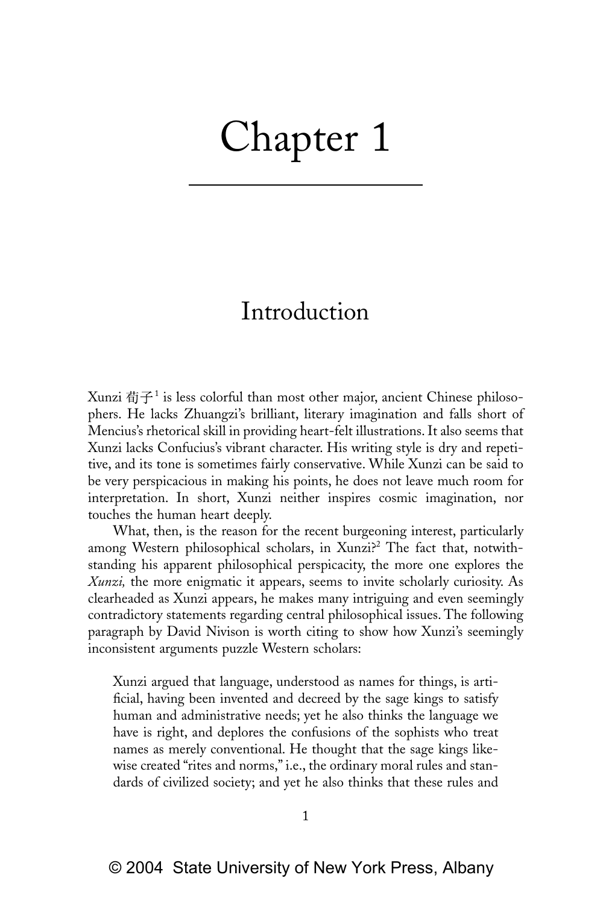# Chapter 1

## Introduction

Xunzi 荀子[1] is less colorful than most other major, ancient Chinese philosophers. He lacks Zhuangzi's brilliant, literary imagination and falls short of Mencius's rhetorical skill in providing heart-felt illustrations. It also seems that Xunzi lacks Confucius's vibrant character. His writing style is dry and repetitive, and its tone is sometimes fairly conservative. While Xunzi can be said to be very perspicacious in making his points, he does not leave much room for interpretation. In short, Xunzi neither inspires cosmic imagination, nor touches the human heart deeply.

What, then, is the reason for the recent burgeoning interest, particularly among Western philosophical scholars, in Xunzi?[2] The fact that, notwithstanding his apparent philosophical perspicacity, the more one explores the *Xunzi,* the more enigmatic it appears, seems to invite scholarly curiosity. As clearheaded as Xunzi appears, he makes many intriguing and even seemingly contradictory statements regarding central philosophical issues. The following paragraph by David Nivison is worth citing to show how Xunzi's seemingly inconsistent arguments puzzle Western scholars:

> Xunzi argued that language, understood as names for things, is artificial, having been invented and decreed by the sage kings to satisfy human and administrative needs; yet he also thinks the language we have is right, and deplores the confusions of the sophists who treat names as merely conventional. He thought that the sage kings likewise created "rites and norms," i.e., the ordinary moral rules and standards of civilized society; and yet he also thinks that these rules and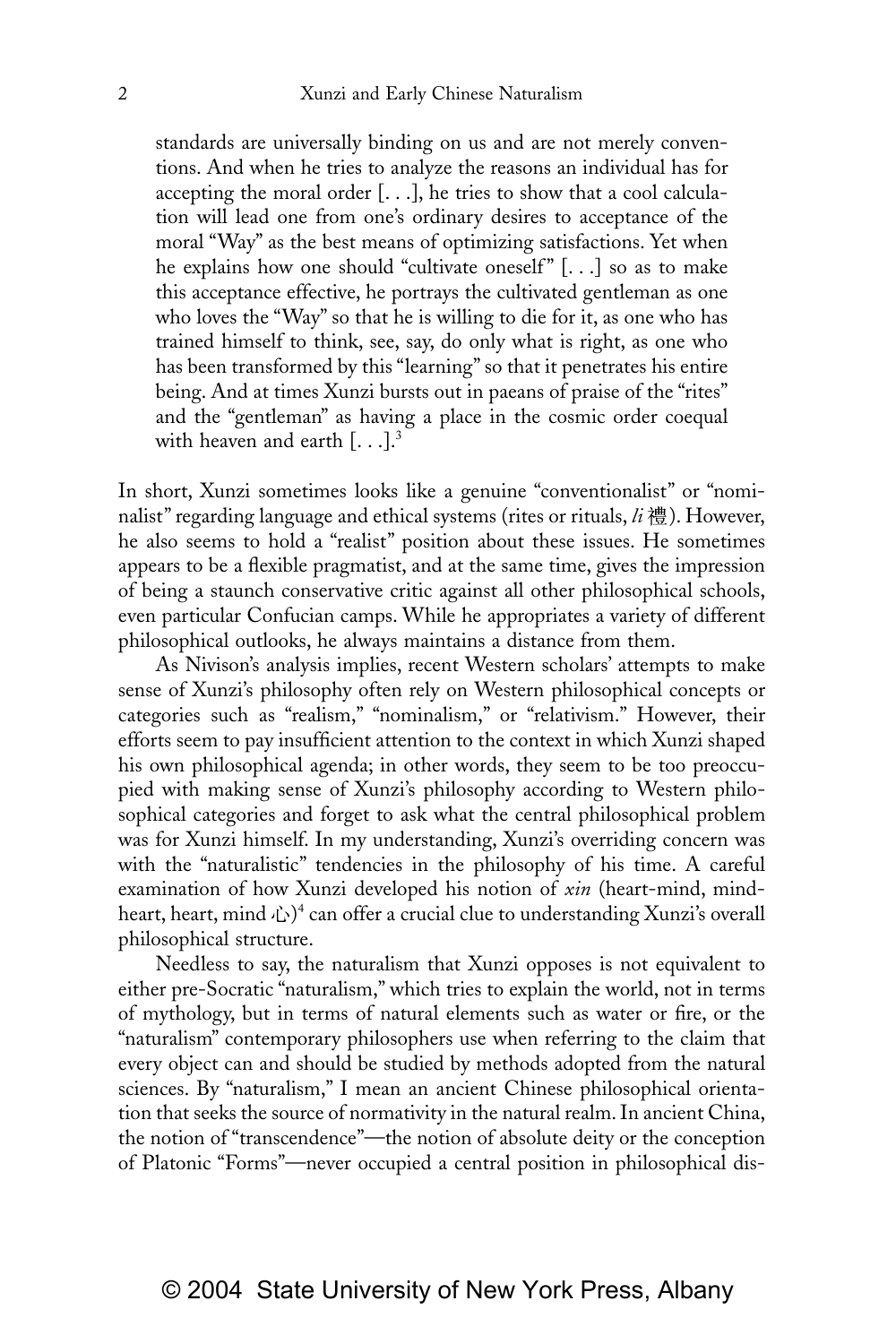> standards are universally binding on us and are not merely conventions. And when he tries to analyze the reasons an individual has for accepting the moral order [. . .], he tries to show that a cool calculation will lead one from one's ordinary desires to acceptance of the moral "Way" as the best means of optimizing satisfactions. Yet when he explains how one should "cultivate oneself" [. . .] so as to make this acceptance effective, he portrays the cultivated gentleman as one who loves the "Way" so that he is willing to die for it, as one who has trained himself to think, see, say, do only what is right, as one who has been transformed by this "learning" so that it penetrates his entire being. And at times Xunzi bursts out in paeans of praise of the "rites" and the "gentleman" as having a place in the cosmic order coequal with heaven and earth [. . .].[3]

In short, Xunzi sometimes looks like a genuine "conventionalist" or "nominalist" regarding language and ethical systems (rites or rituals, *li* 禮). However, he also seems to hold a "realist" position about these issues. He sometimes appears to be a flexible pragmatist, and at the same time, gives the impression of being a staunch conservative critic against all other philosophical schools, even particular Confucian camps. While he appropriates a variety of different philosophical outlooks, he always maintains a distance from them.

As Nivison's analysis implies, recent Western scholars' attempts to make sense of Xunzi's philosophy often rely on Western philosophical concepts or categories such as "realism," "nominalism," or "relativism." However, their efforts seem to pay insufficient attention to the context in which Xunzi shaped his own philosophical agenda; in other words, they seem to be too preoccupied with making sense of Xunzi's philosophy according to Western philosophical categories and forget to ask what the central philosophical problem was for Xunzi himself. In my understanding, Xunzi's overriding concern was with the "naturalistic" tendencies in the philosophy of his time. A careful examination of how Xunzi developed his notion of *xin* (heart-mind, mind-heart, heart, mind 心)[4] can offer a crucial clue to understanding Xunzi's overall philosophical structure.

Needless to say, the naturalism that Xunzi opposes is not equivalent to either pre-Socratic "naturalism," which tries to explain the world, not in terms of mythology, but in terms of natural elements such as water or fire, or the "naturalism" contemporary philosophers use when referring to the claim that every object can and should be studied by methods adopted from the natural sciences. By "naturalism," I mean an ancient Chinese philosophical orientation that seeks the source of normativity in the natural realm. In ancient China, the notion of "transcendence"—the notion of absolute deity or the conception of Platonic "Forms"—never occupied a central position in philosophical dis-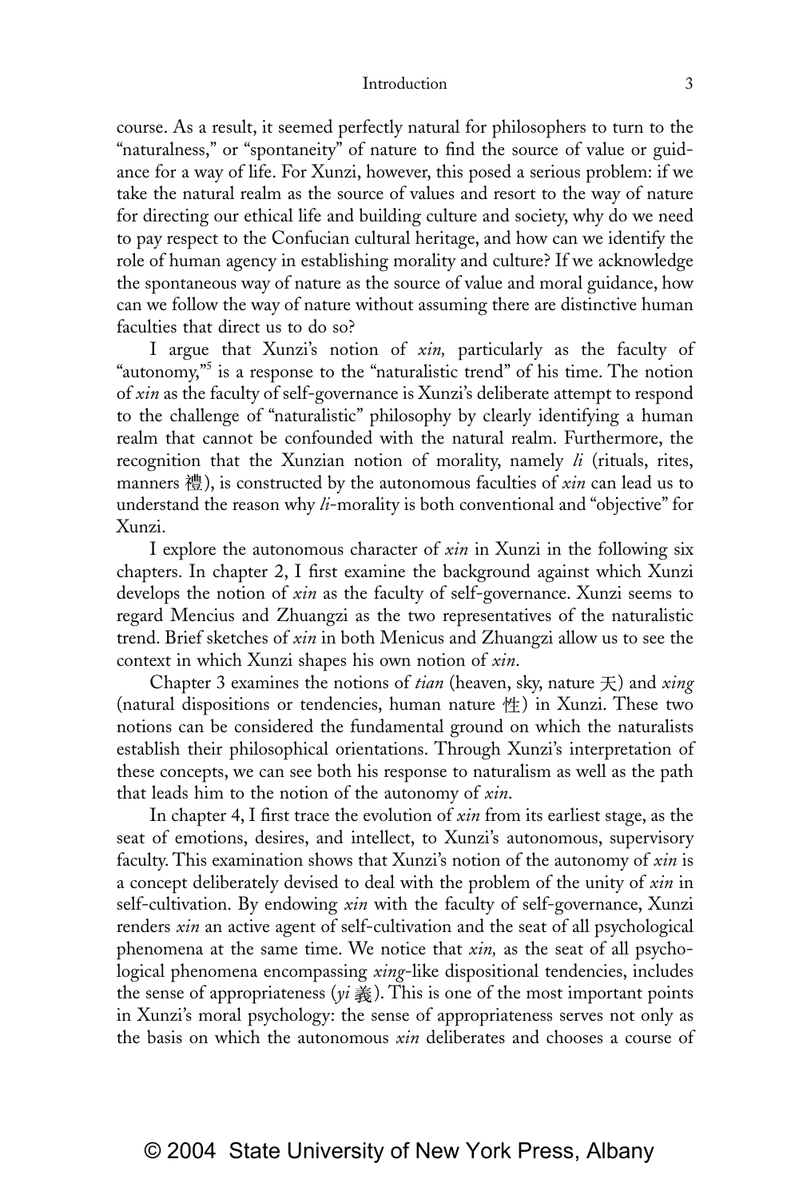course. As a result, it seemed perfectly natural for philosophers to turn to the "naturalness," or "spontaneity" of nature to find the source of value or guidance for a way of life. For Xunzi, however, this posed a serious problem: if we take the natural realm as the source of values and resort to the way of nature for directing our ethical life and building culture and society, why do we need to pay respect to the Confucian cultural heritage, and how can we identify the role of human agency in establishing morality and culture? If we acknowledge the spontaneous way of nature as the source of value and moral guidance, how can we follow the way of nature without assuming there are distinctive human faculties that direct us to do so?

I argue that Xunzi's notion of *xin,* particularly as the faculty of "autonomy,"[5] is a response to the "naturalistic trend" of his time. The notion of *xin* as the faculty of self-governance is Xunzi's deliberate attempt to respond to the challenge of "naturalistic" philosophy by clearly identifying a human realm that cannot be confounded with the natural realm. Furthermore, the recognition that the Xunzian notion of morality, namely *li* (rituals, rites, manners 禮), is constructed by the autonomous faculties of *xin* can lead us to understand the reason why *li*-morality is both conventional and "objective" for Xunzi.

I explore the autonomous character of *xin* in Xunzi in the following six chapters. In chapter 2, I first examine the background against which Xunzi develops the notion of *xin* as the faculty of self-governance. Xunzi seems to regard Mencius and Zhuangzi as the two representatives of the naturalistic trend. Brief sketches of *xin* in both Menicus and Zhuangzi allow us to see the context in which Xunzi shapes his own notion of *xin*.

Chapter 3 examines the notions of *tian* (heaven, sky, nature 天) and *xing* (natural dispositions or tendencies, human nature 性) in Xunzi. These two notions can be considered the fundamental ground on which the naturalists establish their philosophical orientations. Through Xunzi's interpretation of these concepts, we can see both his response to naturalism as well as the path that leads him to the notion of the autonomy of *xin*.

In chapter 4, I first trace the evolution of *xin* from its earliest stage, as the seat of emotions, desires, and intellect, to Xunzi's autonomous, supervisory faculty. This examination shows that Xunzi's notion of the autonomy of *xin* is a concept deliberately devised to deal with the problem of the unity of *xin* in self-cultivation. By endowing *xin* with the faculty of self-governance, Xunzi renders *xin* an active agent of self-cultivation and the seat of all psychological phenomena at the same time. We notice that *xin,* as the seat of all psychological phenomena encompassing *xing*-like dispositional tendencies, includes the sense of appropriateness (*yi* 義). This is one of the most important points in Xunzi's moral psychology: the sense of appropriateness serves not only as the basis on which the autonomous *xin* deliberates and chooses a course of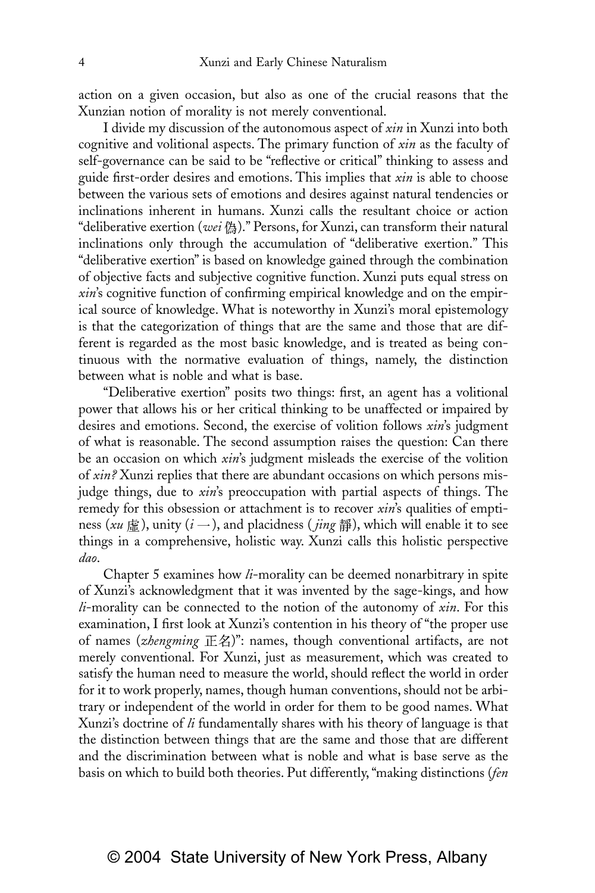action on a given occasion, but also as one of the crucial reasons that the Xunzian notion of morality is not merely conventional.

I divide my discussion of the autonomous aspect of *xin* in Xunzi into both cognitive and volitional aspects. The primary function of *xin* as the faculty of self-governance can be said to be "reflective or critical" thinking to assess and guide first-order desires and emotions. This implies that *xin* is able to choose between the various sets of emotions and desires against natural tendencies or inclinations inherent in humans. Xunzi calls the resultant choice or action "deliberative exertion (*wei* 偽)." Persons, for Xunzi, can transform their natural inclinations only through the accumulation of "deliberative exertion." This "deliberative exertion" is based on knowledge gained through the combination of objective facts and subjective cognitive function. Xunzi puts equal stress on *xin*'s cognitive function of confirming empirical knowledge and on the empirical source of knowledge. What is noteworthy in Xunzi's moral epistemology is that the categorization of things that are the same and those that are different is regarded as the most basic knowledge, and is treated as being continuous with the normative evaluation of things, namely, the distinction between what is noble and what is base.

"Deliberative exertion" posits two things: first, an agent has a volitional power that allows his or her critical thinking to be unaffected or impaired by desires and emotions. Second, the exercise of volition follows *xin*'s judgment of what is reasonable. The second assumption raises the question: Can there be an occasion on which *xin*'s judgment misleads the exercise of the volition of *xin?* Xunzi replies that there are abundant occasions on which persons misjudge things, due to *xin*'s preoccupation with partial aspects of things. The remedy for this obsession or attachment is to recover *xin*'s qualities of emptiness (*xu* 虛), unity (*i* 一), and placidness (*jing* 靜), which will enable it to see things in a comprehensive, holistic way. Xunzi calls this holistic perspective *dao*.

Chapter 5 examines how *li*-morality can be deemed nonarbitrary in spite of Xunzi's acknowledgment that it was invented by the sage-kings, and how *li*-morality can be connected to the notion of the autonomy of *xin*. For this examination, I first look at Xunzi's contention in his theory of "the proper use of names (*zhengming* 正名)": names, though conventional artifacts, are not merely conventional. For Xunzi, just as measurement, which was created to satisfy the human need to measure the world, should reflect the world in order for it to work properly, names, though human conventions, should not be arbitrary or independent of the world in order for them to be good names. What Xunzi's doctrine of *li* fundamentally shares with his theory of language is that the distinction between things that are the same and those that are different and the discrimination between what is noble and what is base serve as the basis on which to build both theories. Put differently, "making distinctions (*fen*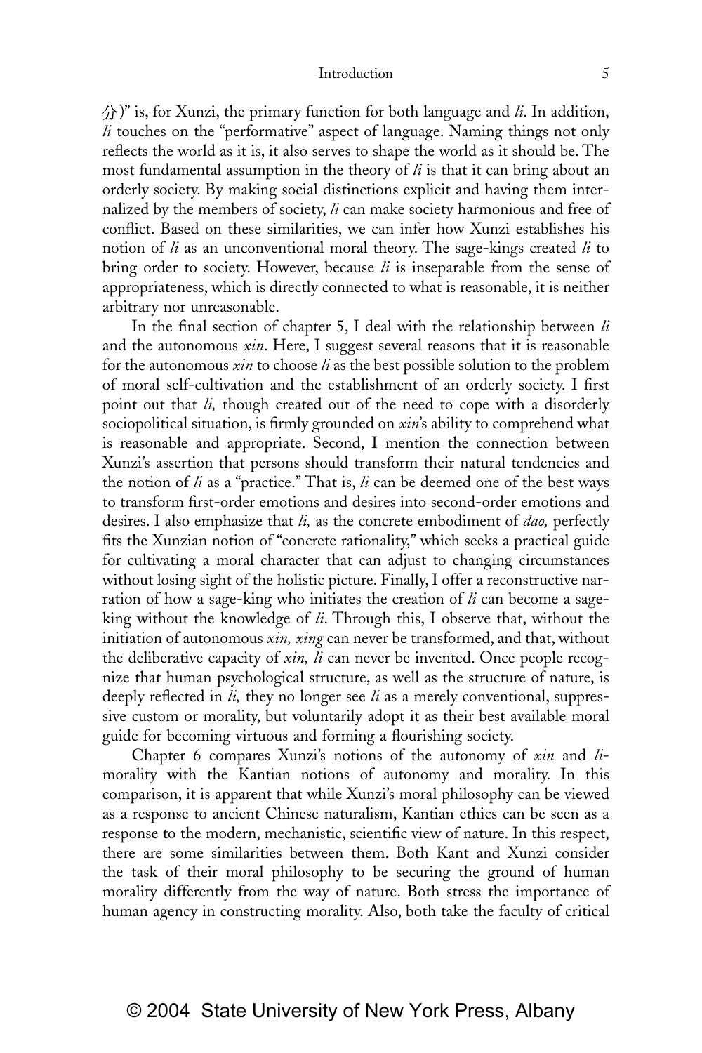分)" is, for Xunzi, the primary function for both language and *li*. In addition, *li* touches on the "performative" aspect of language. Naming things not only reflects the world as it is, it also serves to shape the world as it should be. The most fundamental assumption in the theory of *li* is that it can bring about an orderly society. By making social distinctions explicit and having them internalized by the members of society, *li* can make society harmonious and free of conflict. Based on these similarities, we can infer how Xunzi establishes his notion of *li* as an unconventional moral theory. The sage-kings created *li* to bring order to society. However, because *li* is inseparable from the sense of appropriateness, which is directly connected to what is reasonable, it is neither arbitrary nor unreasonable.

In the final section of chapter 5, I deal with the relationship between *li* and the autonomous *xin*. Here, I suggest several reasons that it is reasonable for the autonomous *xin* to choose *li* as the best possible solution to the problem of moral self-cultivation and the establishment of an orderly society. I first point out that *li,* though created out of the need to cope with a disorderly sociopolitical situation, is firmly grounded on *xin*'s ability to comprehend what is reasonable and appropriate. Second, I mention the connection between Xunzi's assertion that persons should transform their natural tendencies and the notion of *li* as a "practice." That is, *li* can be deemed one of the best ways to transform first-order emotions and desires into second-order emotions and desires. I also emphasize that *li,* as the concrete embodiment of *dao,* perfectly fits the Xunzian notion of "concrete rationality," which seeks a practical guide for cultivating a moral character that can adjust to changing circumstances without losing sight of the holistic picture. Finally, I offer a reconstructive narration of how a sage-king who initiates the creation of *li* can become a sage-king without the knowledge of *li*. Through this, I observe that, without the initiation of autonomous *xin, xing* can never be transformed, and that, without the deliberative capacity of *xin, li* can never be invented. Once people recognize that human psychological structure, as well as the structure of nature, is deeply reflected in *li,* they no longer see *li* as a merely conventional, suppressive custom or morality, but voluntarily adopt it as their best available moral guide for becoming virtuous and forming a flourishing society.

Chapter 6 compares Xunzi's notions of the autonomy of *xin* and *li*-morality with the Kantian notions of autonomy and morality. In this comparison, it is apparent that while Xunzi's moral philosophy can be viewed as a response to ancient Chinese naturalism, Kantian ethics can be seen as a response to the modern, mechanistic, scientific view of nature. In this respect, there are some similarities between them. Both Kant and Xunzi consider the task of their moral philosophy to be securing the ground of human morality differently from the way of nature. Both stress the importance of human agency in constructing morality. Also, both take the faculty of critical

© 2004 State University of New York Press, Albany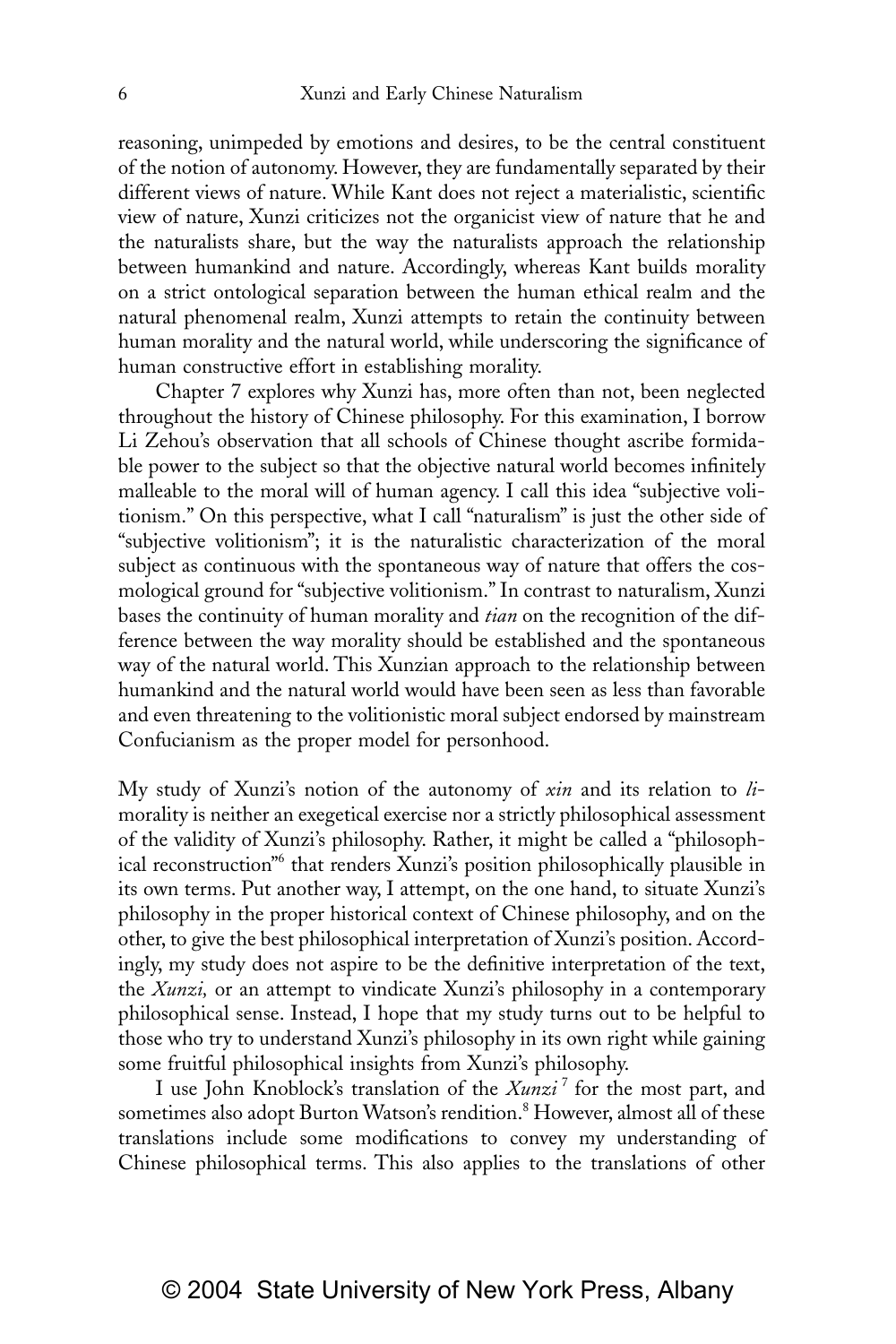reasoning, unimpeded by emotions and desires, to be the central constituent of the notion of autonomy. However, they are fundamentally separated by their different views of nature. While Kant does not reject a materialistic, scientific view of nature, Xunzi criticizes not the organicist view of nature that he and the naturalists share, but the way the naturalists approach the relationship between humankind and nature. Accordingly, whereas Kant builds morality on a strict ontological separation between the human ethical realm and the natural phenomenal realm, Xunzi attempts to retain the continuity between human morality and the natural world, while underscoring the significance of human constructive effort in establishing morality.

Chapter 7 explores why Xunzi has, more often than not, been neglected throughout the history of Chinese philosophy. For this examination, I borrow Li Zehou's observation that all schools of Chinese thought ascribe formidable power to the subject so that the objective natural world becomes infinitely malleable to the moral will of human agency. I call this idea "subjective volitionism." On this perspective, what I call "naturalism" is just the other side of "subjective volitionism"; it is the naturalistic characterization of the moral subject as continuous with the spontaneous way of nature that offers the cosmological ground for "subjective volitionism." In contrast to naturalism, Xunzi bases the continuity of human morality and *tian* on the recognition of the difference between the way morality should be established and the spontaneous way of the natural world. This Xunzian approach to the relationship between humankind and the natural world would have been seen as less than favorable and even threatening to the volitionistic moral subject endorsed by mainstream Confucianism as the proper model for personhood.

My study of Xunzi's notion of the autonomy of *xin* and its relation to *li*-morality is neither an exegetical exercise nor a strictly philosophical assessment of the validity of Xunzi's philosophy. Rather, it might be called a "philosophical reconstruction"[6] that renders Xunzi's position philosophically plausible in its own terms. Put another way, I attempt, on the one hand, to situate Xunzi's philosophy in the proper historical context of Chinese philosophy, and on the other, to give the best philosophical interpretation of Xunzi's position. Accordingly, my study does not aspire to be the definitive interpretation of the text, the *Xunzi,* or an attempt to vindicate Xunzi's philosophy in a contemporary philosophical sense. Instead, I hope that my study turns out to be helpful to those who try to understand Xunzi's philosophy in its own right while gaining some fruitful philosophical insights from Xunzi's philosophy.

I use John Knoblock's translation of the *Xunzi*[7] for the most part, and sometimes also adopt Burton Watson's rendition.[8] However, almost all of these translations include some modifications to convey my understanding of Chinese philosophical terms. This also applies to the translations of other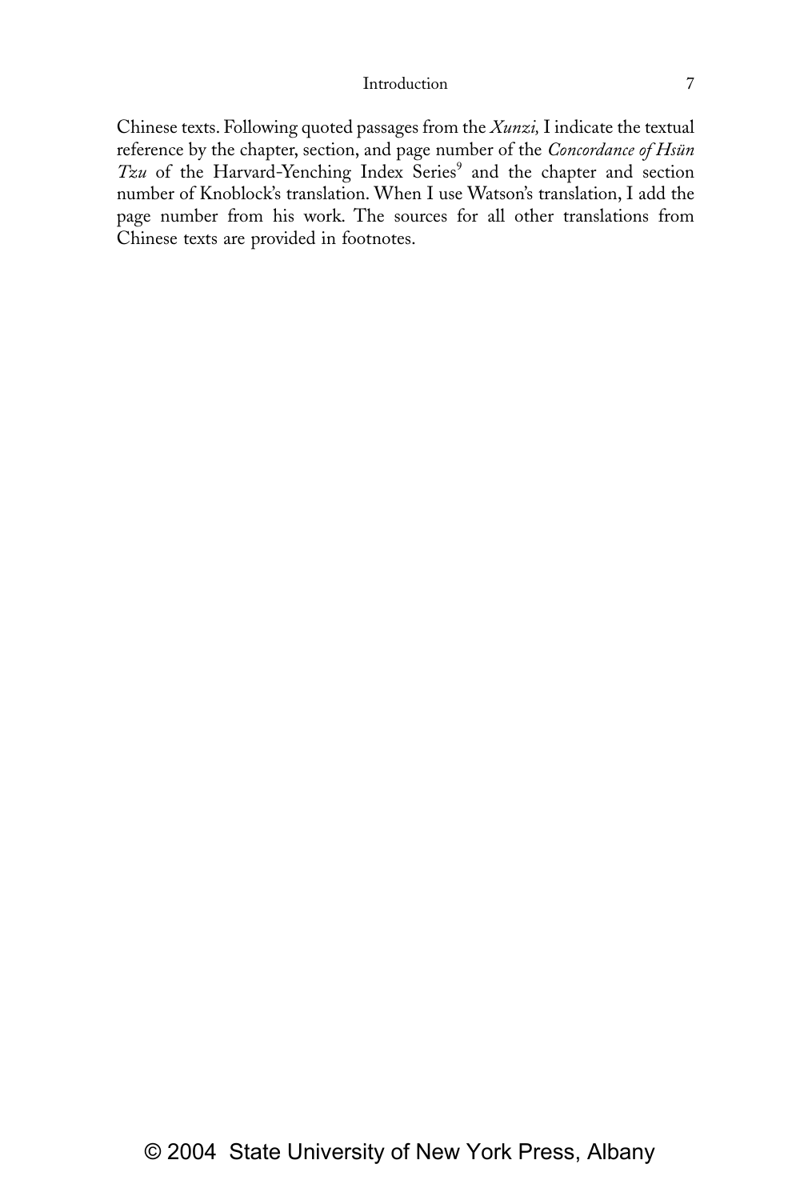Chinese texts. Following quoted passages from the *Xunzi,* I indicate the textual reference by the chapter, section, and page number of the *Concordance of Hsün Tzu* of the Harvard-Yenching Index Series[9] and the chapter and section number of Knoblock's translation. When I use Watson's translation, I add the page number from his work. The sources for all other translations from Chinese texts are provided in footnotes.

© 2004 State University of New York Press, Albany